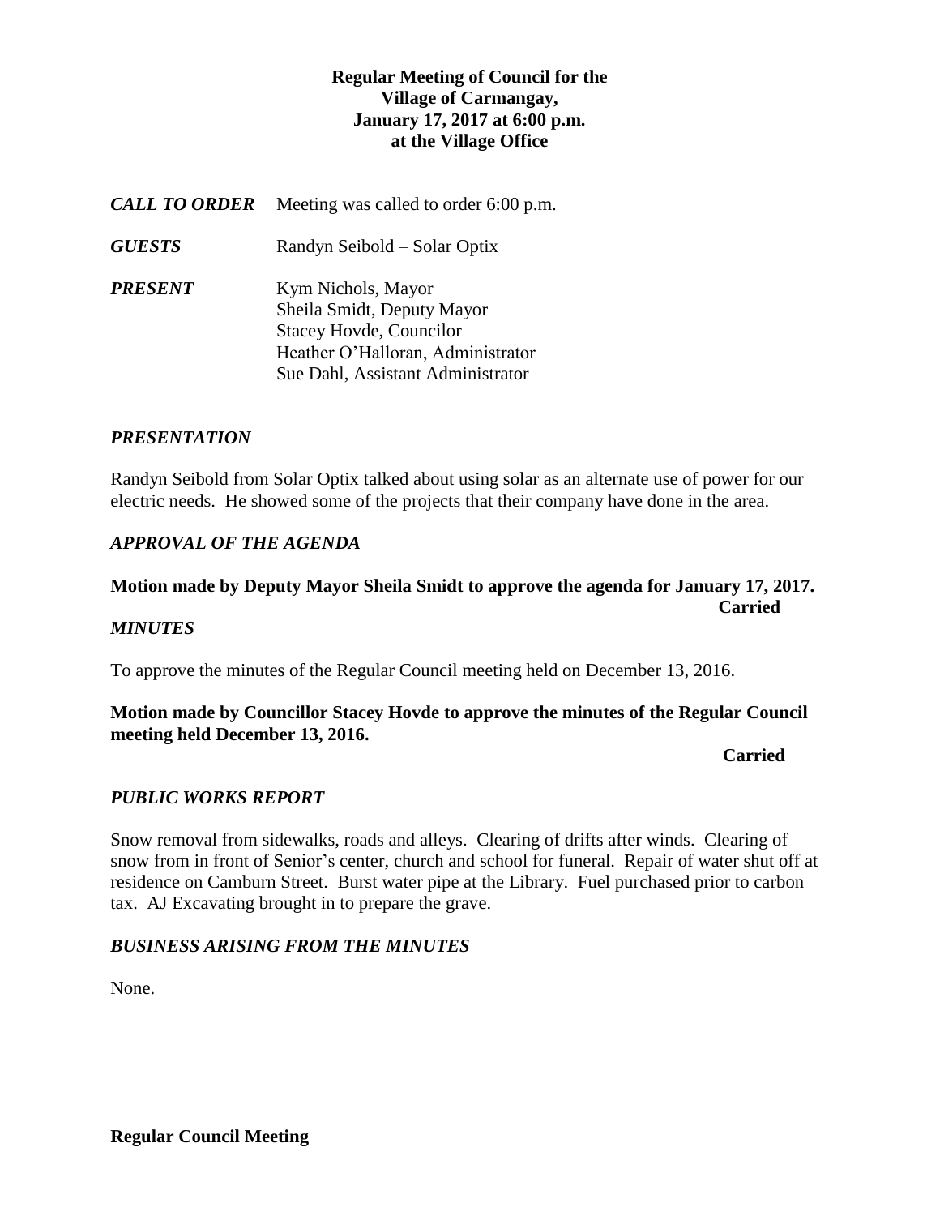**Regular Meeting of Council for the Village of Carmangay, January 17, 2017 at 6:00 p.m. at the Village Office**

***CALL TO ORDER*** Meeting was called to order 6:00 p.m.

***GUESTS*** Randyn Seibold – Solar Optix

***PRESENT*** Kym Nichols, Mayor
Sheila Smidt, Deputy Mayor
Stacey Hovde, Councilor
Heather O'Halloran, Administrator
Sue Dahl, Assistant Administrator

***PRESENTATION***

Randyn Seibold from Solar Optix talked about using solar as an alternate use of power for our electric needs. He showed some of the projects that their company have done in the area.

***APPROVAL OF THE AGENDA***

**Motion made by Deputy Mayor Sheila Smidt to approve the agenda for January 17, 2017.**
**Carried**

***MINUTES***

To approve the minutes of the Regular Council meeting held on December 13, 2016.

**Motion made by Councillor Stacey Hovde to approve the minutes of the Regular Council meeting held December 13, 2016.**

**Carried**

***PUBLIC WORKS REPORT***

Snow removal from sidewalks, roads and alleys. Clearing of drifts after winds. Clearing of snow from in front of Senior's center, church and school for funeral. Repair of water shut off at residence on Camburn Street. Burst water pipe at the Library. Fuel purchased prior to carbon tax. AJ Excavating brought in to prepare the grave.

***BUSINESS ARISING FROM THE MINUTES***

None.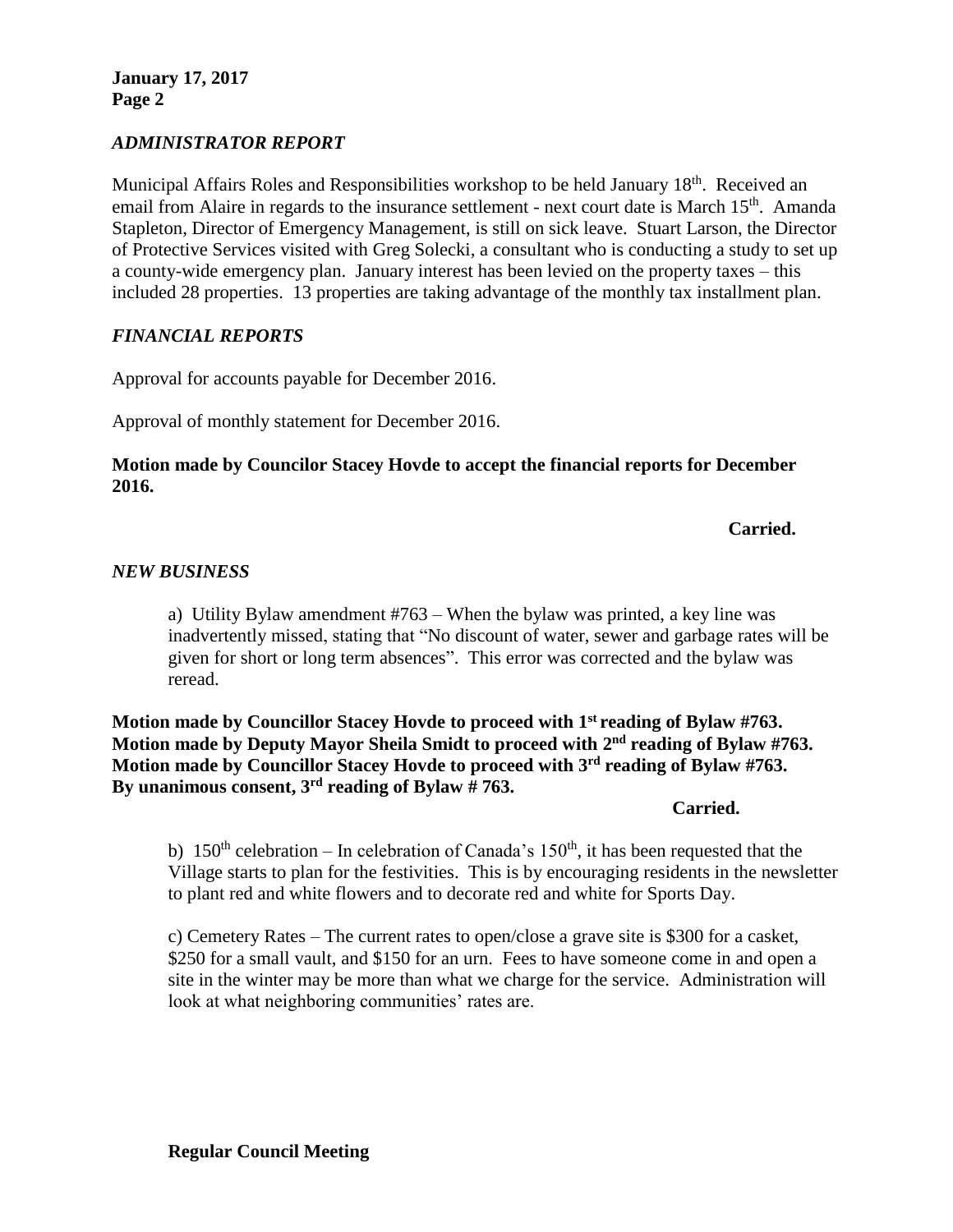### *ADMINISTRATOR REPORT*

Municipal Affairs Roles and Responsibilities workshop to be held January 18th. Received an email from Alaire in regards to the insurance settlement - next court date is March 15th. Amanda Stapleton, Director of Emergency Management, is still on sick leave. Stuart Larson, the Director of Protective Services visited with Greg Solecki, a consultant who is conducting a study to set up a county-wide emergency plan. January interest has been levied on the property taxes – this included 28 properties. 13 properties are taking advantage of the monthly tax installment plan.

### *FINANCIAL REPORTS*

Approval for accounts payable for December 2016.

Approval of monthly statement for December 2016.

**Motion made by Councilor Stacey Hovde to accept the financial reports for December 2016.**

**Carried.**

### *NEW BUSINESS*

a) Utility Bylaw amendment #763 – When the bylaw was printed, a key line was inadvertently missed, stating that "No discount of water, sewer and garbage rates will be given for short or long term absences". This error was corrected and the bylaw was reread.

**Motion made by Councillor Stacey Hovde to proceed with 1st reading of Bylaw #763.**
**Motion made by Deputy Mayor Sheila Smidt to proceed with 2nd reading of Bylaw #763.**
**Motion made by Councillor Stacey Hovde to proceed with 3rd reading of Bylaw #763.**
**By unanimous consent, 3rd reading of Bylaw # 763.**

**Carried.**

b) 150th celebration – In celebration of Canada's 150th, it has been requested that the Village starts to plan for the festivities. This is by encouraging residents in the newsletter to plant red and white flowers and to decorate red and white for Sports Day.

c) Cemetery Rates – The current rates to open/close a grave site is $300 for a casket, $250 for a small vault, and $150 for an urn. Fees to have someone come in and open a site in the winter may be more than what we charge for the service. Administration will look at what neighboring communities' rates are.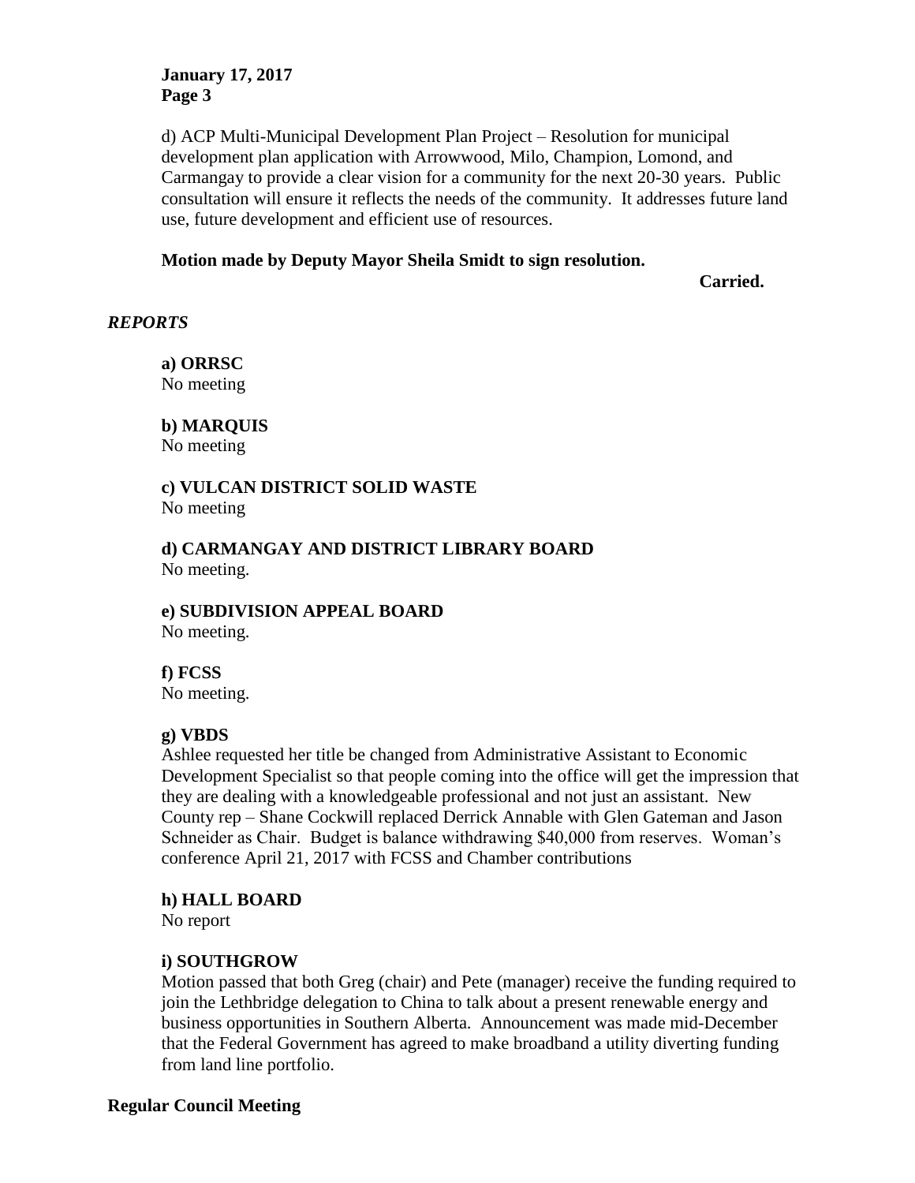d) ACP Multi-Municipal Development Plan Project – Resolution for municipal development plan application with Arrowwood, Milo, Champion, Lomond, and Carmangay to provide a clear vision for a community for the next 20-30 years. Public consultation will ensure it reflects the needs of the community. It addresses future land use, future development and efficient use of resources.

**Motion made by Deputy Mayor Sheila Smidt to sign resolution.**

**Carried.**

***REPORTS***

**a) ORRSC**
No meeting

**b) MARQUIS**
No meeting

**c) VULCAN DISTRICT SOLID WASTE**
No meeting

**d) CARMANGAY AND DISTRICT LIBRARY BOARD**
No meeting.

**e) SUBDIVISION APPEAL BOARD**
No meeting.

**f) FCSS**
No meeting.

**g) VBDS**
Ashlee requested her title be changed from Administrative Assistant to Economic Development Specialist so that people coming into the office will get the impression that they are dealing with a knowledgeable professional and not just an assistant. New County rep – Shane Cockwill replaced Derrick Annable with Glen Gateman and Jason Schneider as Chair. Budget is balance withdrawing $40,000 from reserves. Woman's conference April 21, 2017 with FCSS and Chamber contributions

**h) HALL BOARD**
No report

**i) SOUTHGROW**
Motion passed that both Greg (chair) and Pete (manager) receive the funding required to join the Lethbridge delegation to China to talk about a present renewable energy and business opportunities in Southern Alberta. Announcement was made mid-December that the Federal Government has agreed to make broadband a utility diverting funding from land line portfolio.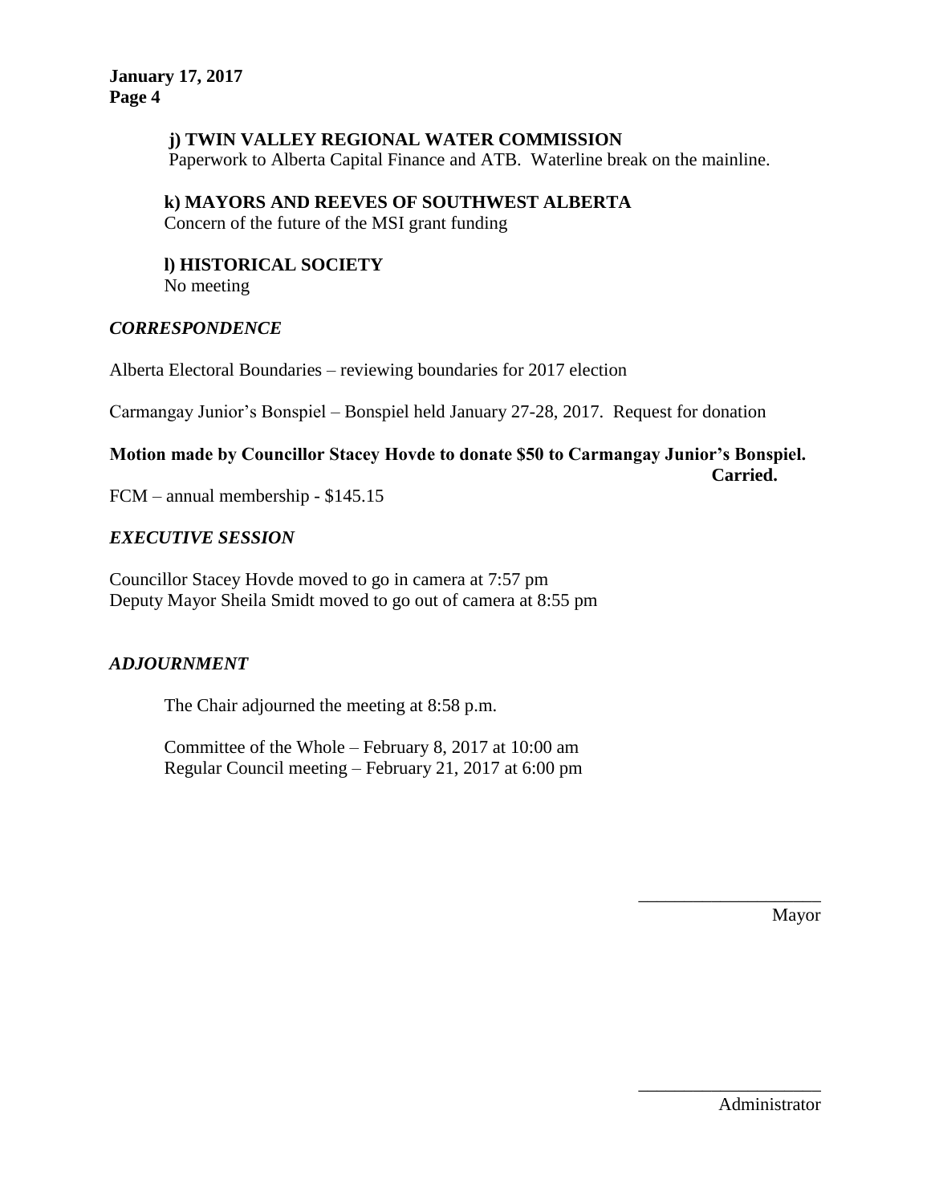**j) TWIN VALLEY REGIONAL WATER COMMISSION**
Paperwork to Alberta Capital Finance and ATB. Waterline break on the mainline.

**k) MAYORS AND REEVES OF SOUTHWEST ALBERTA**
Concern of the future of the MSI grant funding

**l) HISTORICAL SOCIETY**
No meeting

***CORRESPONDENCE***

Alberta Electoral Boundaries – reviewing boundaries for 2017 election

Carmangay Junior's Bonspiel – Bonspiel held January 27-28, 2017. Request for donation

**Motion made by Councillor Stacey Hovde to donate $50 to Carmangay Junior's Bonspiel.**
**Carried.**

FCM – annual membership - $145.15

***EXECUTIVE SESSION***

Councillor Stacey Hovde moved to go in camera at 7:57 pm
Deputy Mayor Sheila Smidt moved to go out of camera at 8:55 pm

***ADJOURNMENT***

The Chair adjourned the meeting at 8:58 p.m.

Committee of the Whole – February 8, 2017 at 10:00 am
Regular Council meeting – February 21, 2017 at 6:00 pm

____________________
Mayor

____________________
Administrator